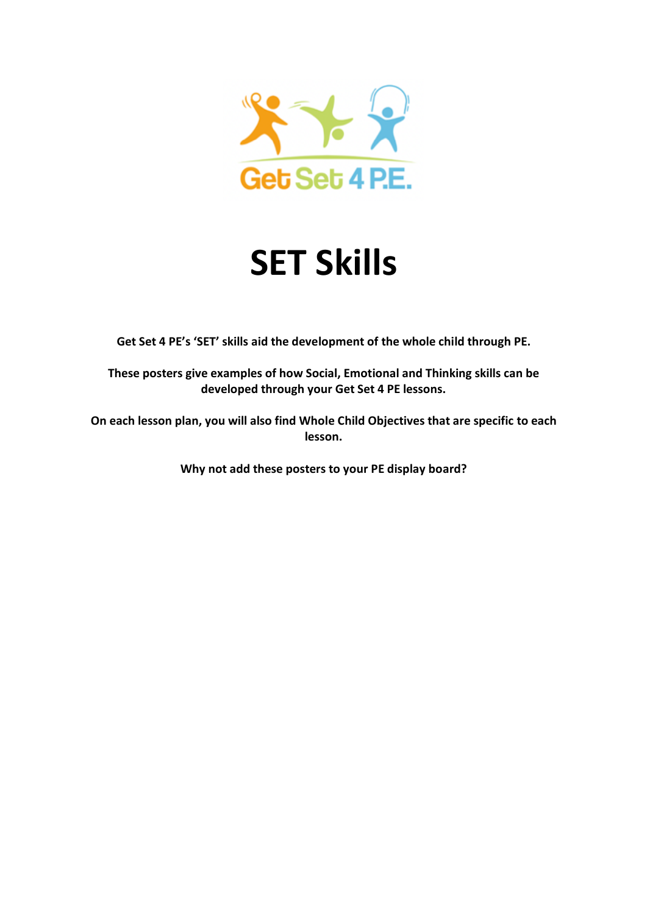# SET Skills

**Get Set 4 PE's 'SET' skills aid the development of the whole child through PE.**

**These posters give examples of how Social, Emotional and Thinking skills can be developed through your Get Set 4 PE lessons.**

**On each lesson plan, you will also find Whole Child Objectives that are specific to each lesson.**

**Why not add these posters to your PE display board?**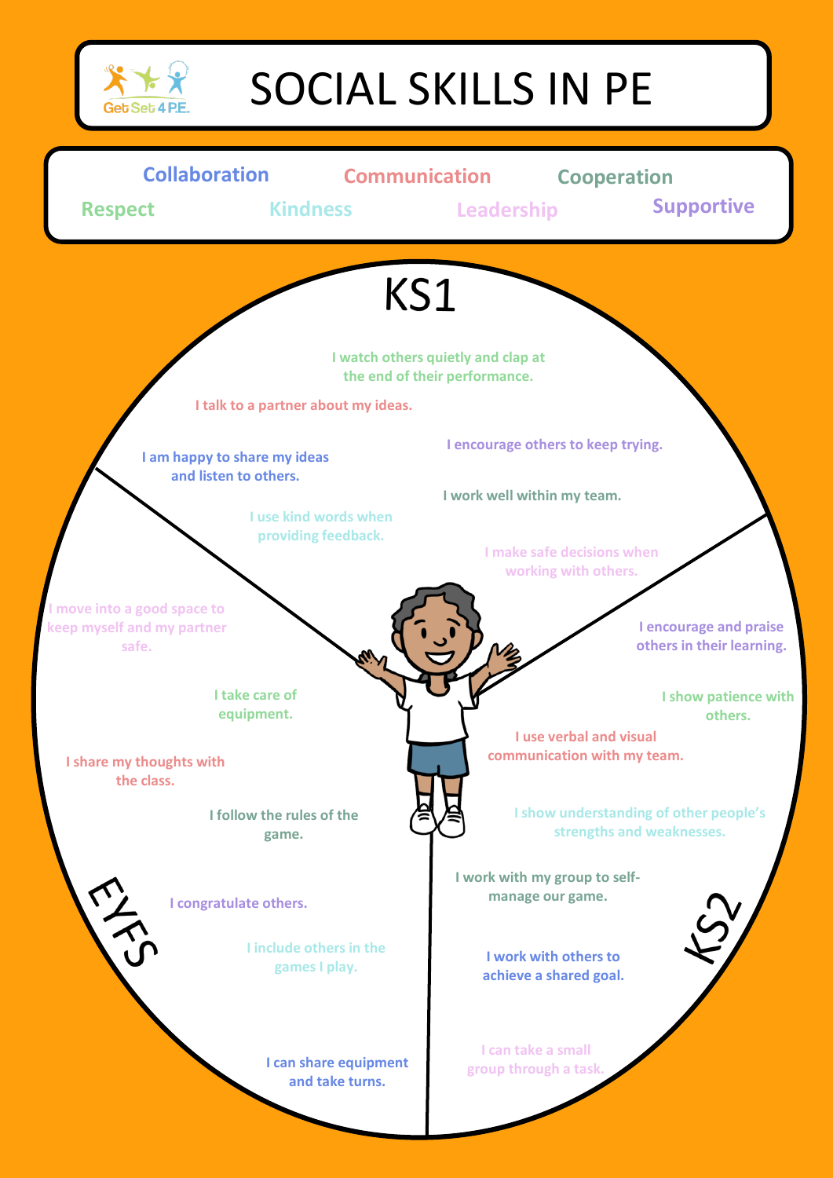# SOCIAL SKILLS IN PE

Collaboration | Communication | Cooperation
Respect | Kindness | Leadership | Supportive

## KS1

- I watch others quietly and clap at the end of their performance.
- I talk to a partner about my ideas.
- I am happy to share my ideas and listen to others.
- I encourage others to keep trying.
- I work well within my team.
- I use kind words when providing feedback.
- I make safe decisions when working with others.

## EYFS

- I move into a good space to keep myself and my partner safe.
- I take care of equipment.
- I share my thoughts with the class.
- I follow the rules of the game.
- I congratulate others.
- I include others in the games I play.
- I can share equipment and take turns.

## KS2

- I encourage and praise others in their learning.
- I show patience with others.
- I use verbal and visual communication with my team.
- I show understanding of other people's strengths and weaknesses.
- I work with my group to self-manage our game.
- I work with others to achieve a shared goal.
- I can take a small group through a task.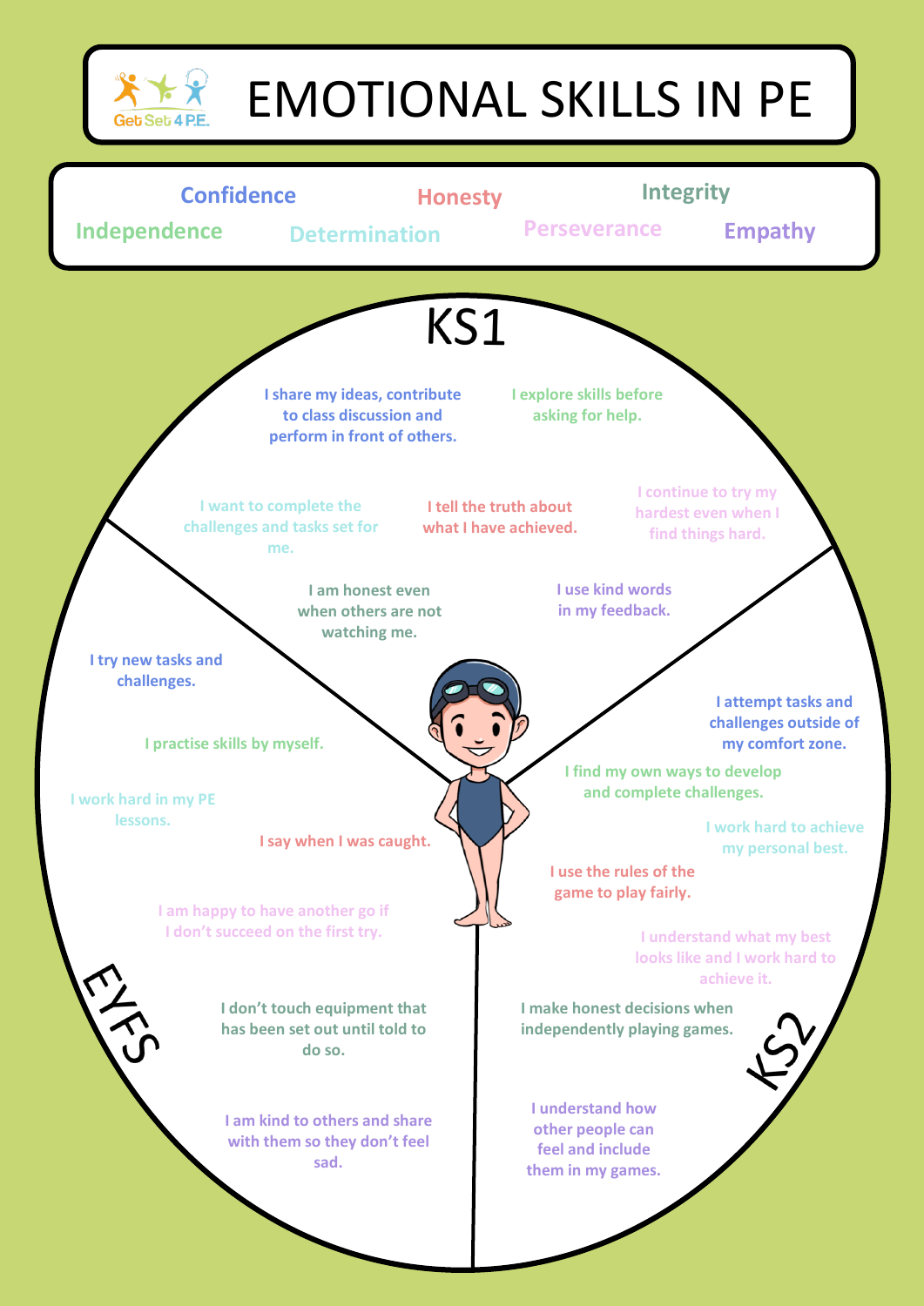# EMOTIONAL SKILLS IN PE

Confidence | Honesty | Integrity | Independence | Determination | Perseverance | Empathy

## KS1

- I share my ideas, contribute to class discussion and perform in front of others.
- I explore skills before asking for help.
- I want to complete the challenges and tasks set for me.
- I tell the truth about what I have achieved.
- I continue to try my hardest even when I find things hard.
- I am honest even when others are not watching me.
- I use kind words in my feedback.

## EYFS

- I try new tasks and challenges.
- I practise skills by myself.
- I work hard in my PE lessons.
- I say when I was caught.
- I am happy to have another go if I don't succeed on the first try.
- I don't touch equipment that has been set out until told to do so.
- I am kind to others and share with them so they don't feel sad.

## KS2

- I attempt tasks and challenges outside of my comfort zone.
- I find my own ways to develop and complete challenges.
- I work hard to achieve my personal best.
- I use the rules of the game to play fairly.
- I understand what my best looks like and I work hard to achieve it.
- I make honest decisions when independently playing games.
- I understand how other people can feel and include them in my games.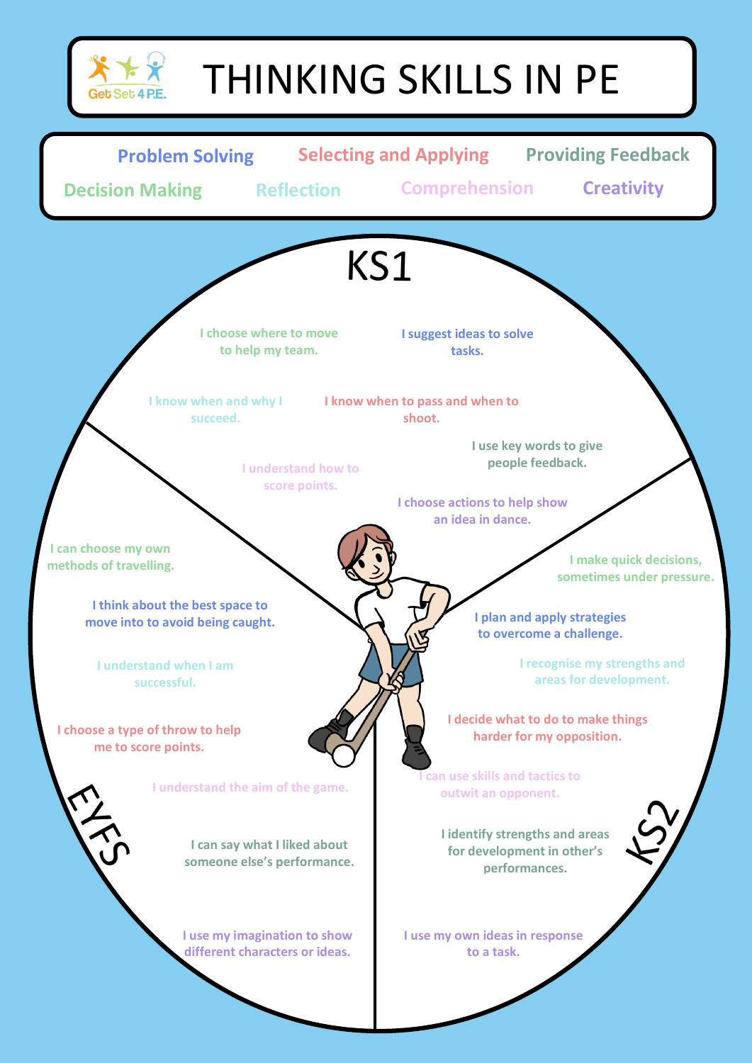# THINKING SKILLS IN PE

Problem Solving | Selecting and Applying | Providing Feedback
Decision Making | Reflection | Comprehension | Creativity

## KS1

I choose where to move to help my team.

I suggest ideas to solve tasks.

I know when and why I succeed.

I know when to pass and when to shoot.

I understand how to score points.

I use key words to give people feedback.

I choose actions to help show an idea in dance.

## EYFS

I can choose my own methods of travelling.

I think about the best space to move into to avoid being caught.

I understand when I am successful.

I choose a type of throw to help me to score points.

I understand the aim of the game.

I can say what I liked about someone else's performance.

I use my imagination to show different characters or ideas.

## KS2

I make quick decisions, sometimes under pressure.

I plan and apply strategies to overcome a challenge.

I recognise my strengths and areas for development.

I decide what to do to make things harder for my opposition.

I can use skills and tactics to outwit an opponent.

I identify strengths and areas for development in other's performances.

I use my own ideas in response to a task.